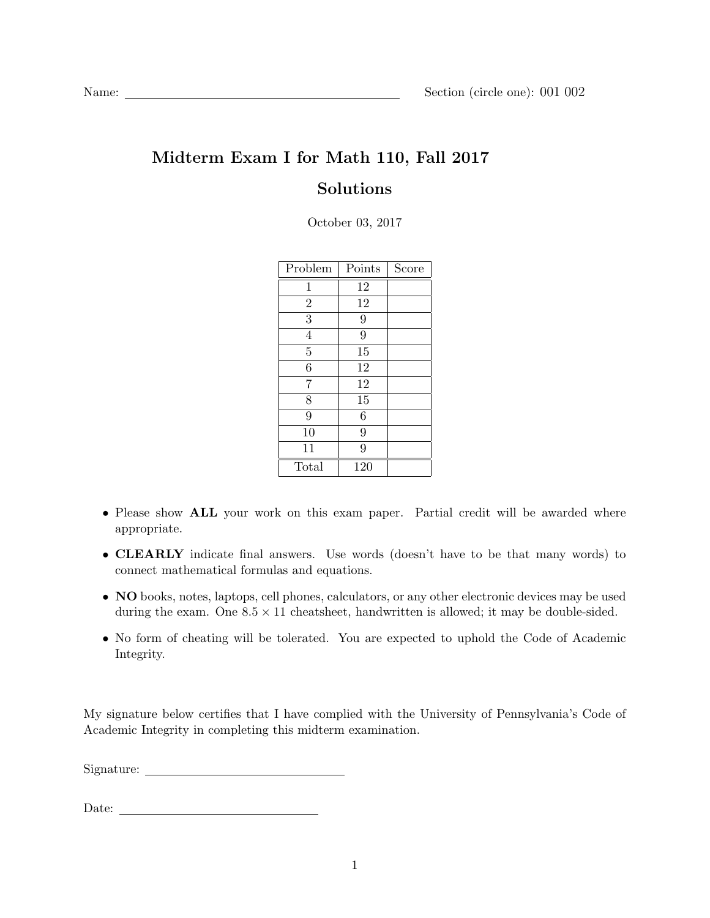Name: ______________________________ Section (circle one): 001 002

# Midterm Exam I for Math 110, Fall 2017

## Solutions

October 03, 2017

| Problem | Points | Score |
|---|---|---|
| 1 | 12 | |
| 2 | 12 | |
| 3 | 9 | |
| 4 | 9 | |
| 5 | 15 | |
| 6 | 12 | |
| 7 | 12 | |
| 8 | 15 | |
| 9 | 6 | |
| 10 | 9 | |
| 11 | 9 | |
| Total | 120 | |

- Please show **ALL** your work on this exam paper. Partial credit will be awarded where appropriate.
- **CLEARLY** indicate final answers. Use words (doesn't have to be that many words) to connect mathematical formulas and equations.
- **NO** books, notes, laptops, cell phones, calculators, or any other electronic devices may be used during the exam. One $8.5 \times 11$ cheatsheet, handwritten is allowed; it may be double-sided.
- No form of cheating will be tolerated. You are expected to uphold the Code of Academic Integrity.

My signature below certifies that I have complied with the University of Pennsylvania's Code of Academic Integrity in completing this midterm examination.

Signature: ______________________________

Date: ______________________________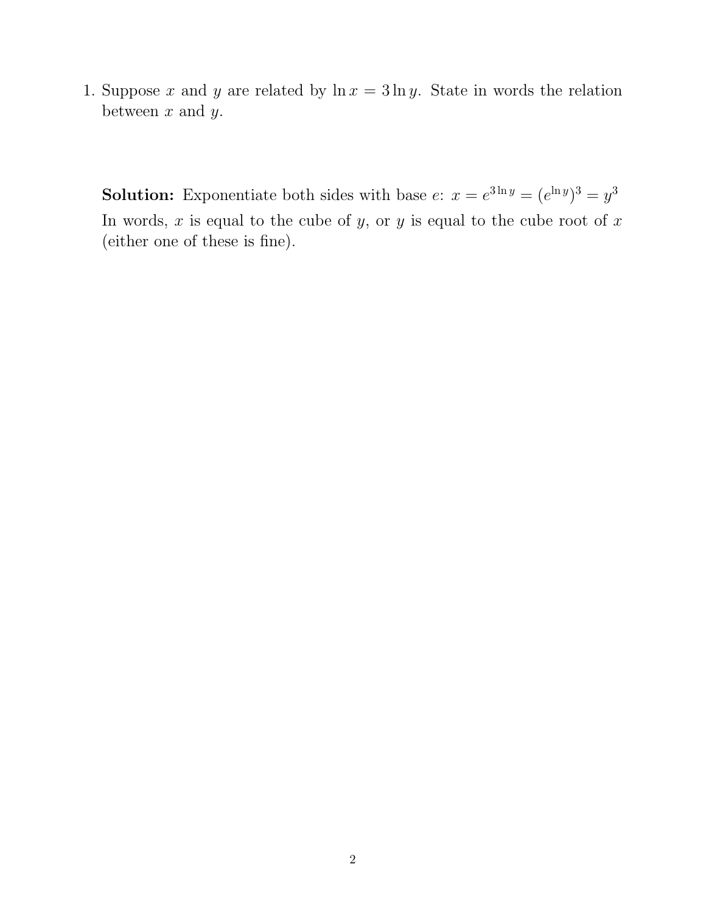1. Suppose $x$ and $y$ are related by $\ln x = 3 \ln y$. State in words the relation between $x$ and $y$.

   **Solution:** Exponentiate both sides with base $e$: $x = e^{3 \ln y} = (e^{\ln y})^3 = y^3$
   In words, $x$ is equal to the cube of $y$, or $y$ is equal to the cube root of $x$ (either one of these is fine).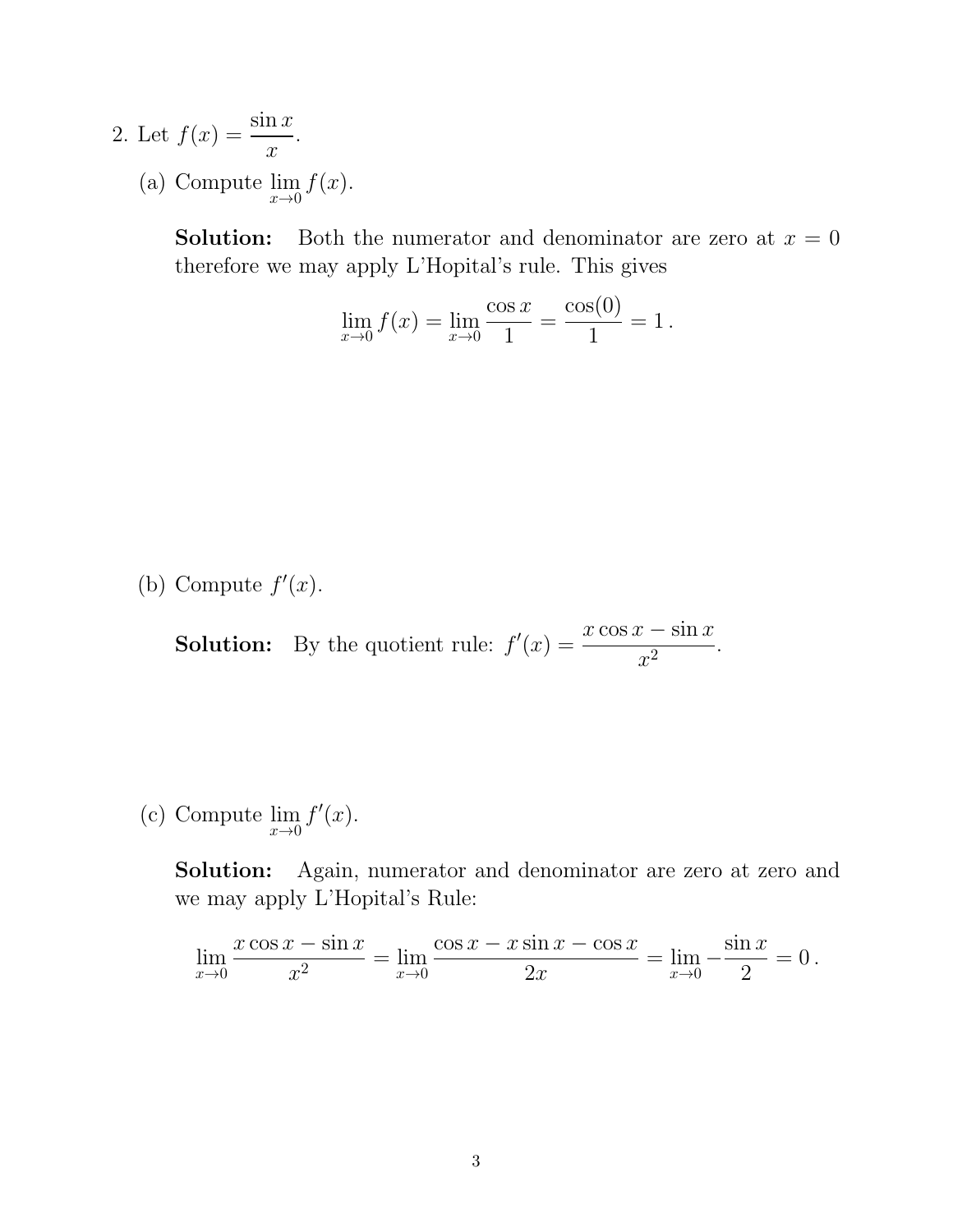2. Let $f(x) = \dfrac{\sin x}{x}$.

(a) Compute $\lim_{x \to 0} f(x)$.

**Solution:** Both the numerator and denominator are zero at $x = 0$ therefore we may apply L'Hopital's rule. This gives

$$\lim_{x \to 0} f(x) = \lim_{x \to 0} \frac{\cos x}{1} = \frac{\cos(0)}{1} = 1\,.$$

(b) Compute $f'(x)$.

**Solution:** By the quotient rule: $f'(x) = \dfrac{x \cos x - \sin x}{x^2}$.

(c) Compute $\lim_{x \to 0} f'(x)$.

**Solution:** Again, numerator and denominator are zero at zero and we may apply L'Hopital's Rule:

$$\lim_{x \to 0} \frac{x \cos x - \sin x}{x^2} = \lim_{x \to 0} \frac{\cos x - x \sin x - \cos x}{2x} = \lim_{x \to 0} -\frac{\sin x}{2} = 0\,.$$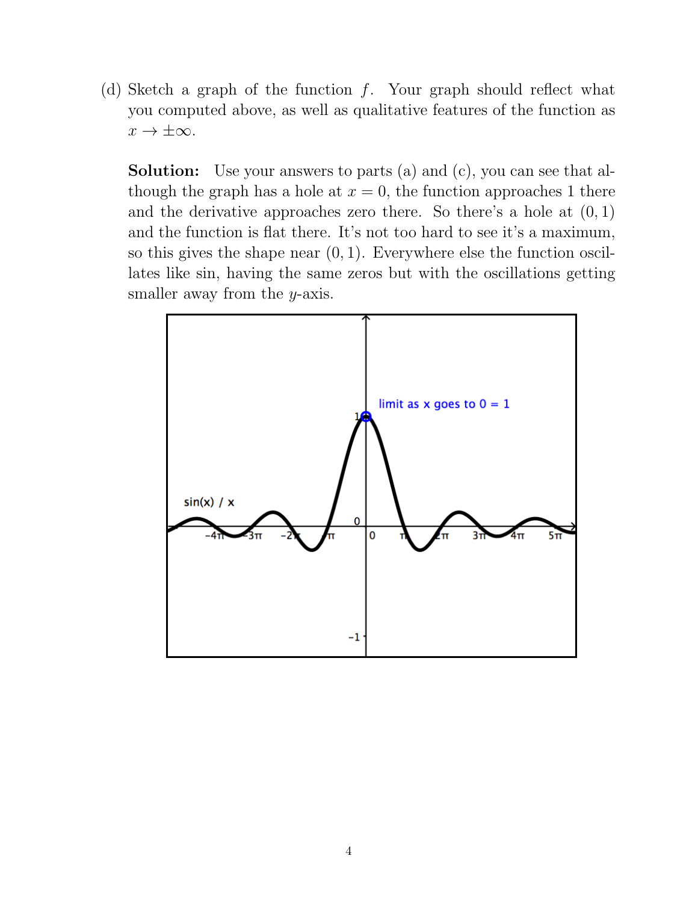(d) Sketch a graph of the function $f$. Your graph should reflect what you computed above, as well as qualitative features of the function as $x \to \pm\infty$.

**Solution:** Use your answers to parts (a) and (c), you can see that although the graph has a hole at $x = 0$, the function approaches 1 there and the derivative approaches zero there. So there's a hole at $(0, 1)$ and the function is flat there. It's not too hard to see it's a maximum, so this gives the shape near $(0, 1)$. Everywhere else the function oscillates like sin, having the same zeros but with the oscillations getting smaller away from the $y$-axis.

limit as x goes to 0 = 1

sin(x) / x

1

0

-1

-4π -3π -2π -π 0 π 2π 3π 4π 5π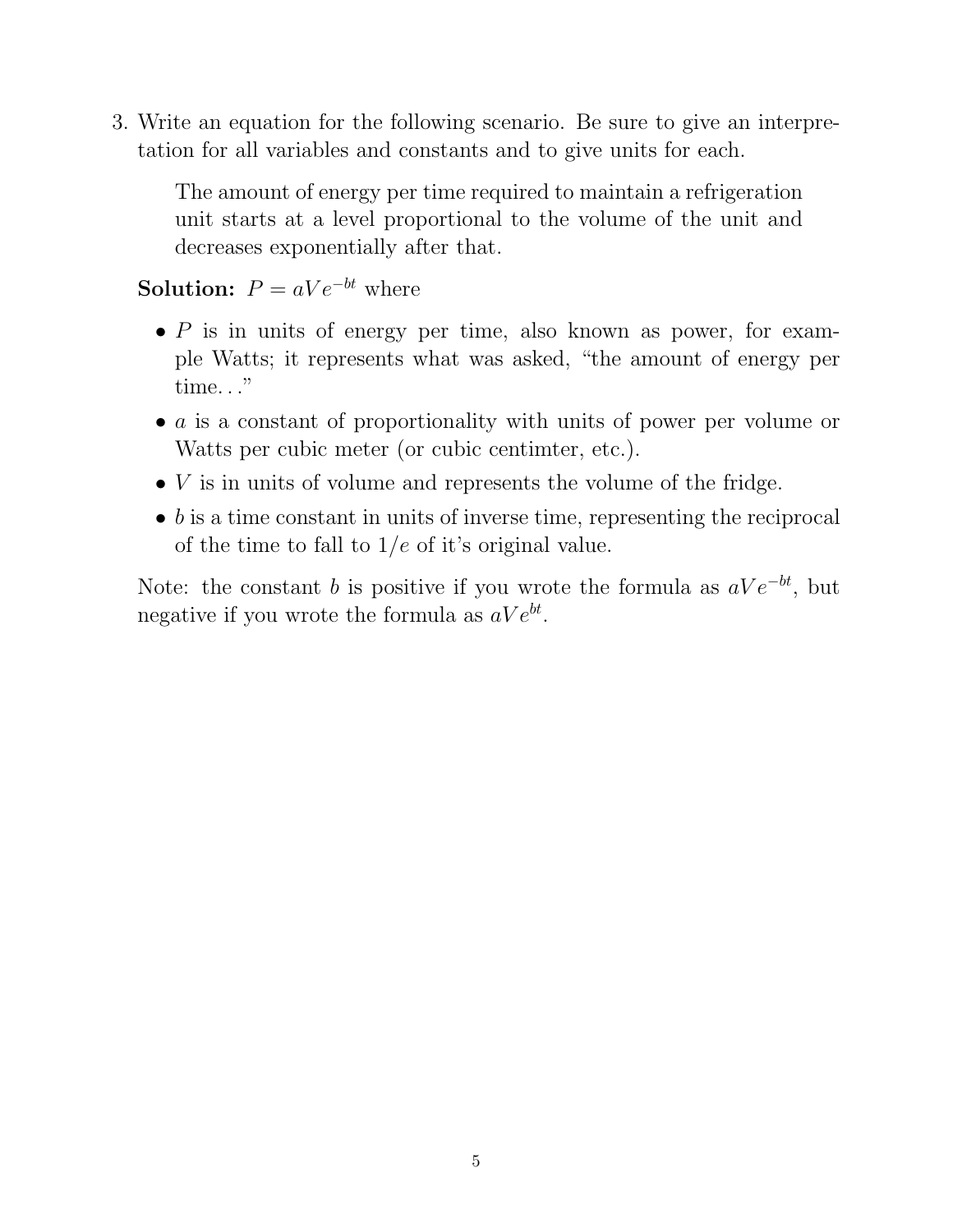3. Write an equation for the following scenario. Be sure to give an interpretation for all variables and constants and to give units for each.

   > The amount of energy per time required to maintain a refrigeration unit starts at a level proportional to the volume of the unit and decreases exponentially after that.

   **Solution:** $P = aVe^{-bt}$ where

   - $P$ is in units of energy per time, also known as power, for example Watts; it represents what was asked, "the amount of energy per time..."
   - $a$ is a constant of proportionality with units of power per volume or Watts per cubic meter (or cubic centimter, etc.).
   - $V$ is in units of volume and represents the volume of the fridge.
   - $b$ is a time constant in units of inverse time, representing the reciprocal of the time to fall to $1/e$ of it's original value.

   Note: the constant $b$ is positive if you wrote the formula as $aVe^{-bt}$, but negative if you wrote the formula as $aVe^{bt}$.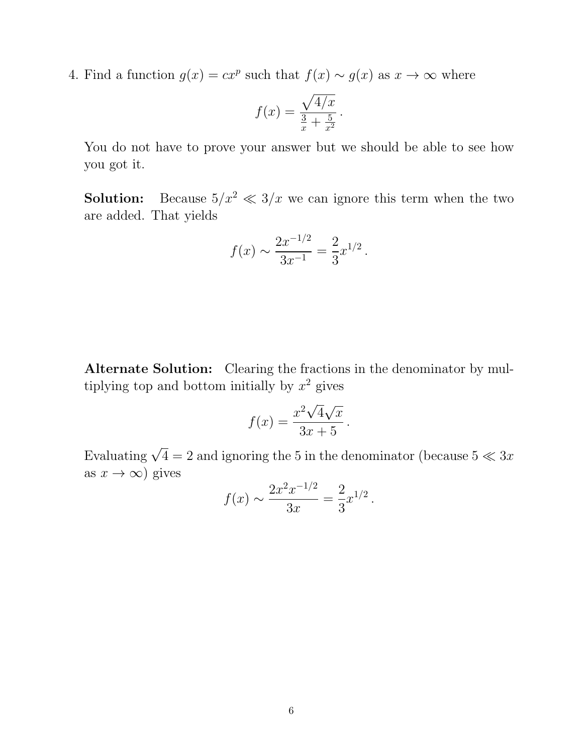4. Find a function $g(x) = cx^p$ such that $f(x) \sim g(x)$ as $x \to \infty$ where

$$f(x) = \frac{\sqrt{4/x}}{\frac{3}{x} + \frac{5}{x^2}}.$$

You do not have to prove your answer but we should be able to see how you got it.

**Solution:** Because $5/x^2 \ll 3/x$ we can ignore this term when the two are added. That yields

$$f(x) \sim \frac{2x^{-1/2}}{3x^{-1}} = \frac{2}{3}x^{1/2}.$$

**Alternate Solution:** Clearing the fractions in the denominator by multiplying top and bottom initially by $x^2$ gives

$$f(x) = \frac{x^2\sqrt{4}\sqrt{x}}{3x+5}.$$

Evaluating $\sqrt{4} = 2$ and ignoring the 5 in the denominator (because $5 \ll 3x$ as $x \to \infty$) gives

$$f(x) \sim \frac{2x^2x^{-1/2}}{3x} = \frac{2}{3}x^{1/2}.$$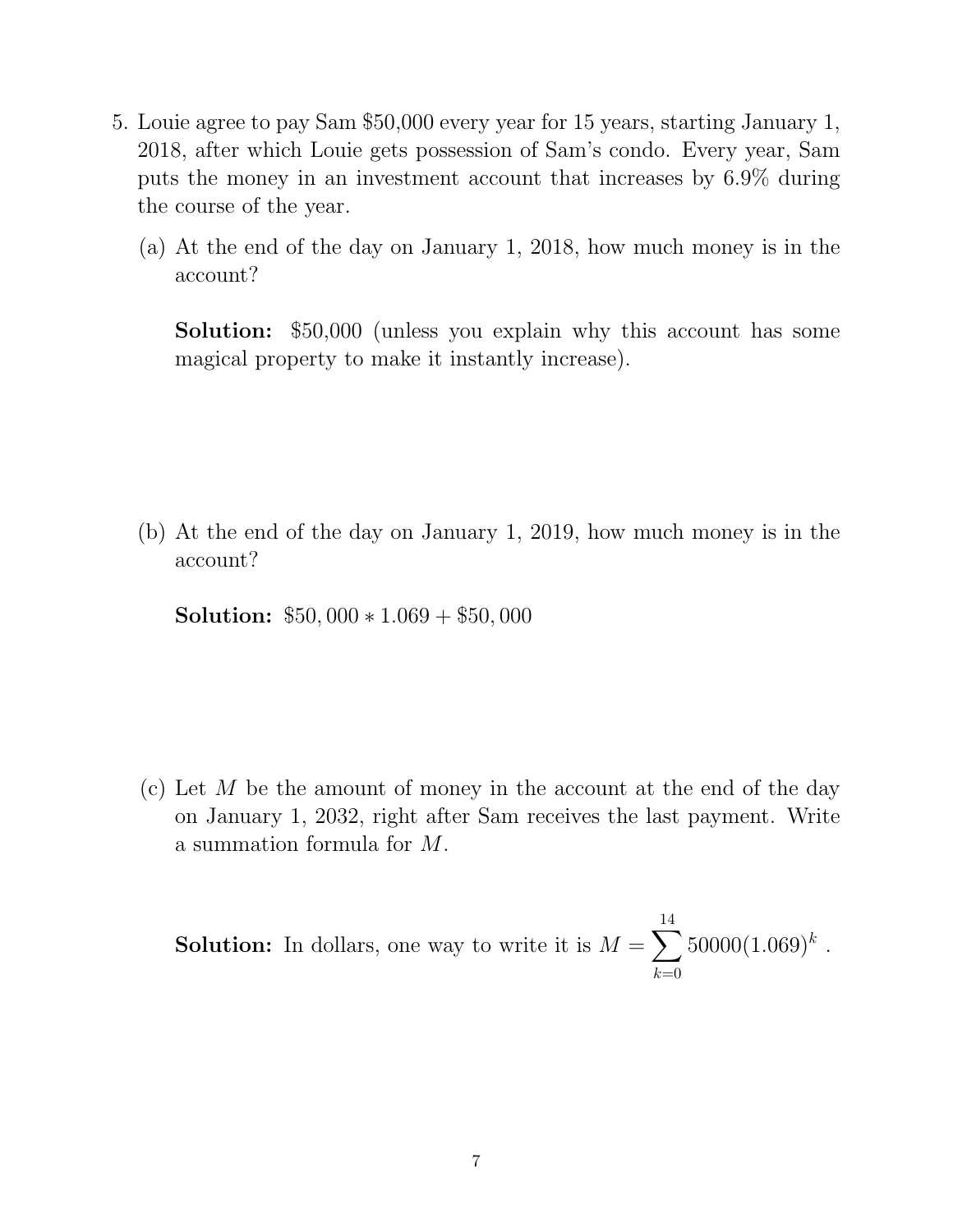5. Louie agree to pay Sam \$50,000 every year for 15 years, starting January 1, 2018, after which Louie gets possession of Sam's condo. Every year, Sam puts the money in an investment account that increases by 6.9% during the course of the year.

   (a) At the end of the day on January 1, 2018, how much money is in the account?

   **Solution:** \$50,000 (unless you explain why this account has some magical property to make it instantly increase).

   (b) At the end of the day on January 1, 2019, how much money is in the account?

   **Solution:** $\$50,000 * 1.069 + \$50,000$

   (c) Let $M$ be the amount of money in the account at the end of the day on January 1, 2032, right after Sam receives the last payment. Write a summation formula for $M$.

   **Solution:** In dollars, one way to write it is $M = \sum_{k=0}^{14} 50000(1.069)^k$ .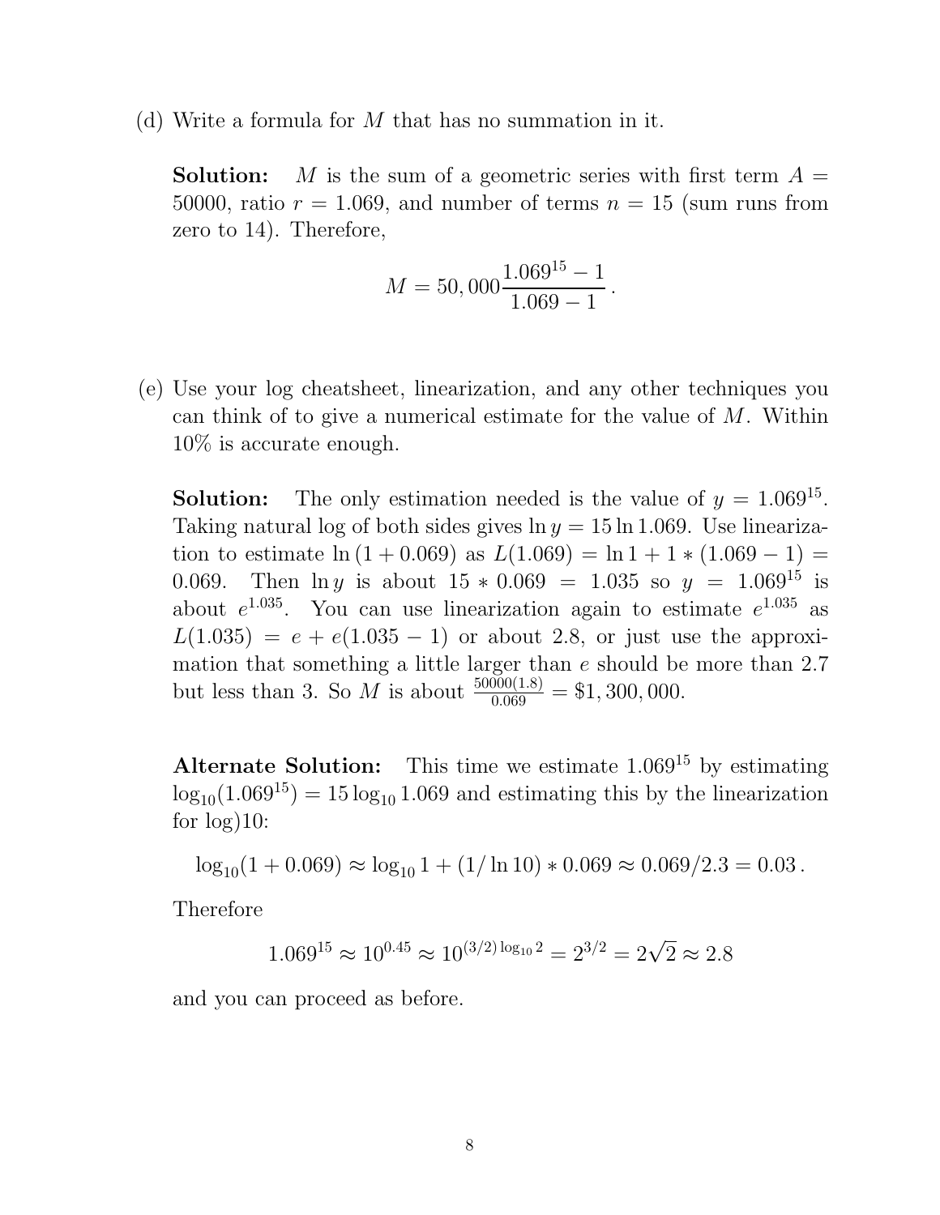(d) Write a formula for $M$ that has no summation in it.

**Solution:** $M$ is the sum of a geometric series with first term $A = 50000$, ratio $r = 1.069$, and number of terms $n = 15$ (sum runs from zero to 14). Therefore,

$$M = 50,000 \frac{1.069^{15} - 1}{1.069 - 1}.$$

(e) Use your log cheatsheet, linearization, and any other techniques you can think of to give a numerical estimate for the value of $M$. Within 10% is accurate enough.

**Solution:** The only estimation needed is the value of $y = 1.069^{15}$. Taking natural log of both sides gives $\ln y = 15 \ln 1.069$. Use linearization to estimate $\ln(1 + 0.069)$ as $L(1.069) = \ln 1 + 1 * (1.069 - 1) = 0.069$. Then $\ln y$ is about $15 * 0.069 = 1.035$ so $y = 1.069^{15}$ is about $e^{1.035}$. You can use linearization again to estimate $e^{1.035}$ as $L(1.035) = e + e(1.035 - 1)$ or about 2.8, or just use the approximation that something a little larger than $e$ should be more than 2.7 but less than 3. So $M$ is about $\frac{50000(1.8)}{0.069} = \$1,300,000$.

**Alternate Solution:** This time we estimate $1.069^{15}$ by estimating $\log_{10}(1.069^{15}) = 15 \log_{10} 1.069$ and estimating this by the linearization for log)10:

$$\log_{10}(1 + 0.069) \approx \log_{10} 1 + (1/\ln 10) * 0.069 \approx 0.069/2.3 = 0.03\,.$$

Therefore

$$1.069^{15} \approx 10^{0.45} \approx 10^{(3/2)\log_{10} 2} = 2^{3/2} = 2\sqrt{2} \approx 2.8$$

and you can proceed as before.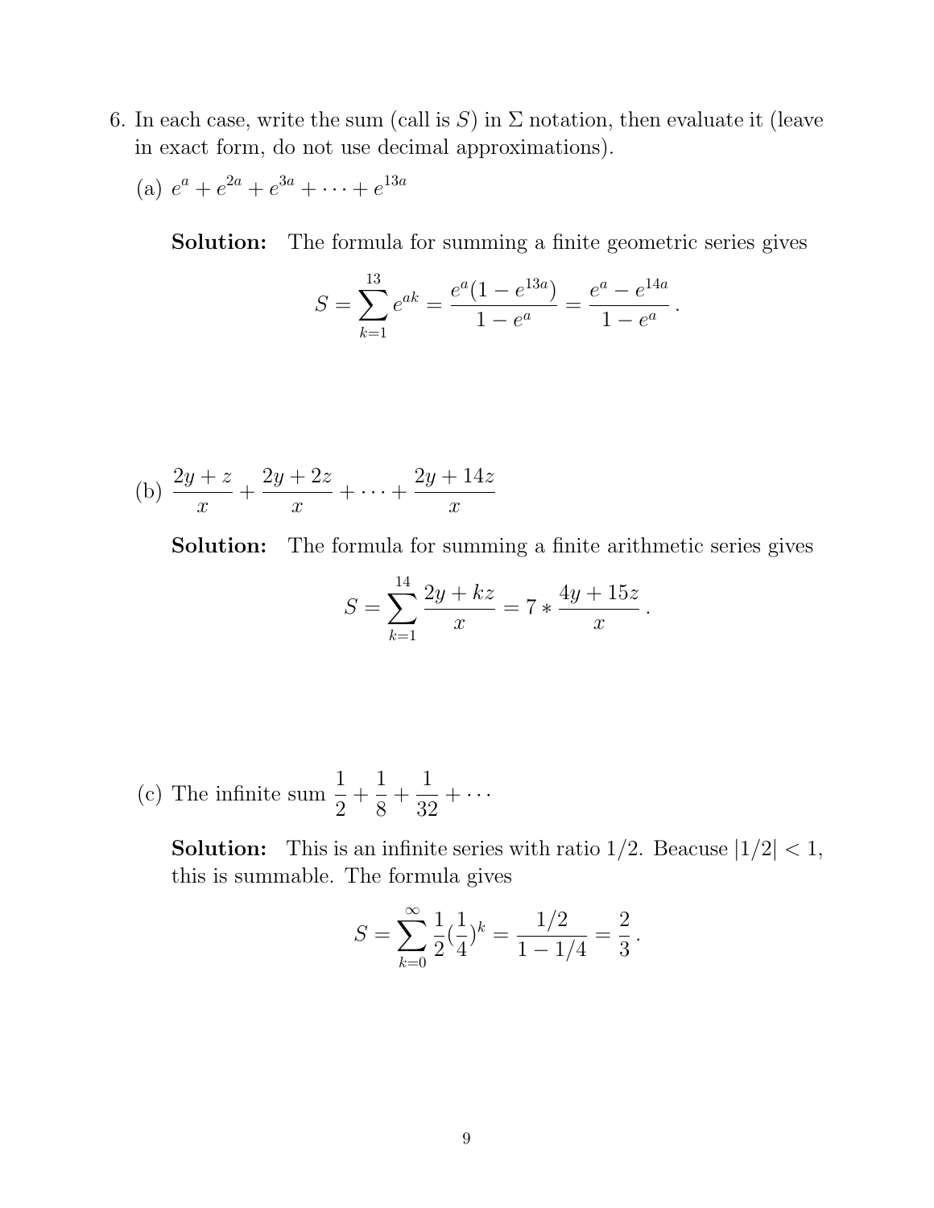6. In each case, write the sum (call is $S$) in $\Sigma$ notation, then evaluate it (leave in exact form, do not use decimal approximations).

(a) $e^a + e^{2a} + e^{3a} + \cdots + e^{13a}$

**Solution:** The formula for summing a finite geometric series gives

$$S = \sum_{k=1}^{13} e^{ak} = \frac{e^a(1 - e^{13a})}{1 - e^a} = \frac{e^a - e^{14a}}{1 - e^a} .$$

(b) $\dfrac{2y + z}{x} + \dfrac{2y + 2z}{x} + \cdots + \dfrac{2y + 14z}{x}$

**Solution:** The formula for summing a finite arithmetic series gives

$$S = \sum_{k=1}^{14} \frac{2y + kz}{x} = 7 * \frac{4y + 15z}{x} .$$

(c) The infinite sum $\dfrac{1}{2} + \dfrac{1}{8} + \dfrac{1}{32} + \cdots$

**Solution:** This is an infinite series with ratio 1/2. Beacuse $|1/2| < 1$, this is summable. The formula gives

$$S = \sum_{k=0}^{\infty} \frac{1}{2}(\frac{1}{4})^k = \frac{1/2}{1 - 1/4} = \frac{2}{3} .$$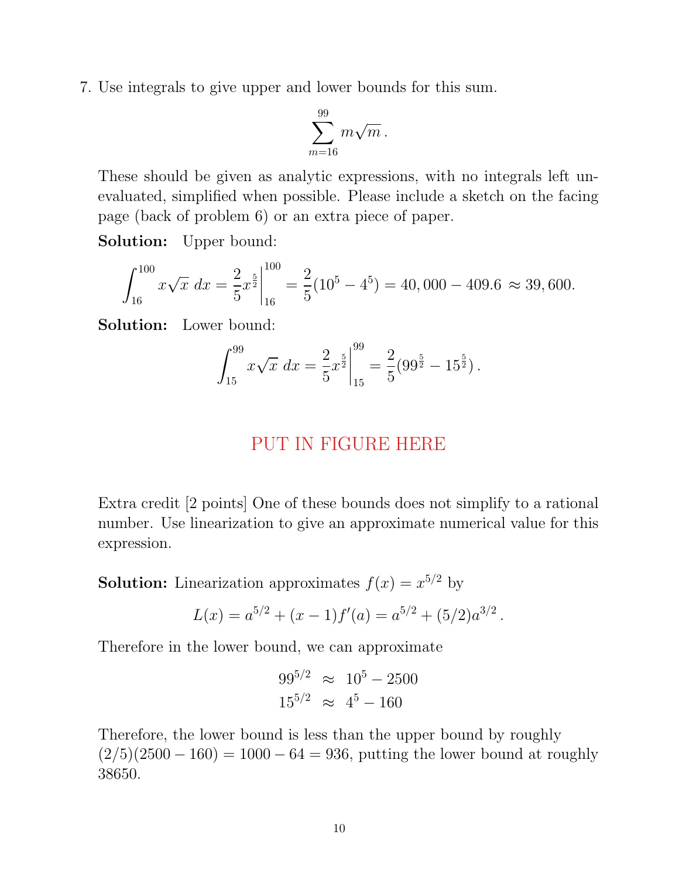7. Use integrals to give upper and lower bounds for this sum.

$$\sum_{m=16}^{99} m\sqrt{m}\,.$$

These should be given as analytic expressions, with no integrals left unevaluated, simplified when possible. Please include a sketch on the facing page (back of problem 6) or an extra piece of paper.

**Solution:** Upper bound:

$$\int_{16}^{100} x\sqrt{x}\;dx = \frac{2}{5}x^{\frac{5}{2}}\Big|_{16}^{100} = \frac{2}{5}(10^5 - 4^5) = 40,000 - 409.6 \approx 39,600.$$

**Solution:** Lower bound:

$$\int_{15}^{99} x\sqrt{x}\;dx = \frac{2}{5}x^{\frac{5}{2}}\Big|_{15}^{99} = \frac{2}{5}(99^{\frac{5}{2}} - 15^{\frac{5}{2}})\,.$$

PUT IN FIGURE HERE

Extra credit [2 points] One of these bounds does not simplify to a rational number. Use linearization to give an approximate numerical value for this expression.

**Solution:** Linearization approximates $f(x) = x^{5/2}$ by

$$L(x) = a^{5/2} + (x-1)f'(a) = a^{5/2} + (5/2)a^{3/2}\,.$$

Therefore in the lower bound, we can approximate

$$\begin{aligned} 99^{5/2} &\approx 10^5 - 2500 \\ 15^{5/2} &\approx 4^5 - 160 \end{aligned}$$

Therefore, the lower bound is less than the upper bound by roughly $(2/5)(2500 - 160) = 1000 - 64 = 936$, putting the lower bound at roughly 38650.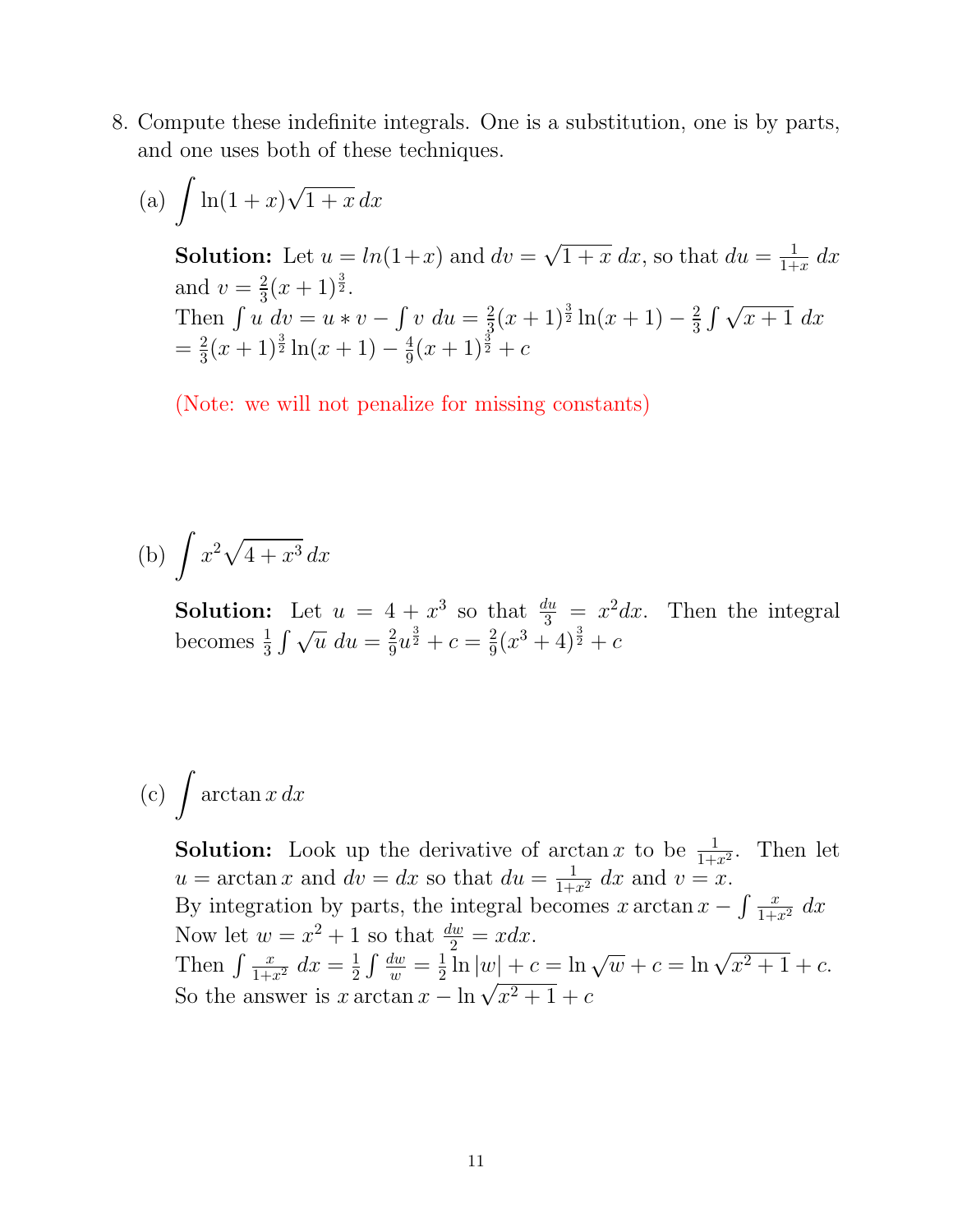8. Compute these indefinite integrals. One is a substitution, one is by parts, and one uses both of these techniques.

   (a) $\displaystyle\int \ln(1+x)\sqrt{1+x}\,dx$

   **Solution:** Let $u = ln(1+x)$ and $dv = \sqrt{1+x}\,dx$, so that $du = \frac{1}{1+x}\,dx$ and $v = \frac{2}{3}(x+1)^{\frac{3}{2}}$.
   Then $\int u\ dv = u * v - \int v\ du = \frac{2}{3}(x+1)^{\frac{3}{2}}\ln(x+1) - \frac{2}{3}\int \sqrt{x+1}\ dx$
   $= \frac{2}{3}(x+1)^{\frac{3}{2}}\ln(x+1) - \frac{4}{9}(x+1)^{\frac{3}{2}} + c$

   (Note: we will not penalize for missing constants)

   (b) $\displaystyle\int x^2\sqrt{4+x^3}\,dx$

   **Solution:** Let $u = 4 + x^3$ so that $\frac{du}{3} = x^2dx$. Then the integral becomes $\frac{1}{3}\int \sqrt{u}\ du = \frac{2}{9}u^{\frac{3}{2}} + c = \frac{2}{9}(x^3+4)^{\frac{3}{2}} + c$

   (c) $\displaystyle\int \arctan x\,dx$

   **Solution:** Look up the derivative of $\arctan x$ to be $\frac{1}{1+x^2}$. Then let $u = \arctan x$ and $dv = dx$ so that $du = \frac{1}{1+x^2}\ dx$ and $v = x$.
   By integration by parts, the integral becomes $x\arctan x - \int \frac{x}{1+x^2}\ dx$
   Now let $w = x^2 + 1$ so that $\frac{dw}{2} = xdx$.
   Then $\int \frac{x}{1+x^2}\ dx = \frac{1}{2}\int \frac{dw}{w} = \frac{1}{2}\ln|w| + c = \ln\sqrt{w} + c = \ln\sqrt{x^2+1} + c$.
   So the answer is $x\arctan x - \ln\sqrt{x^2+1} + c$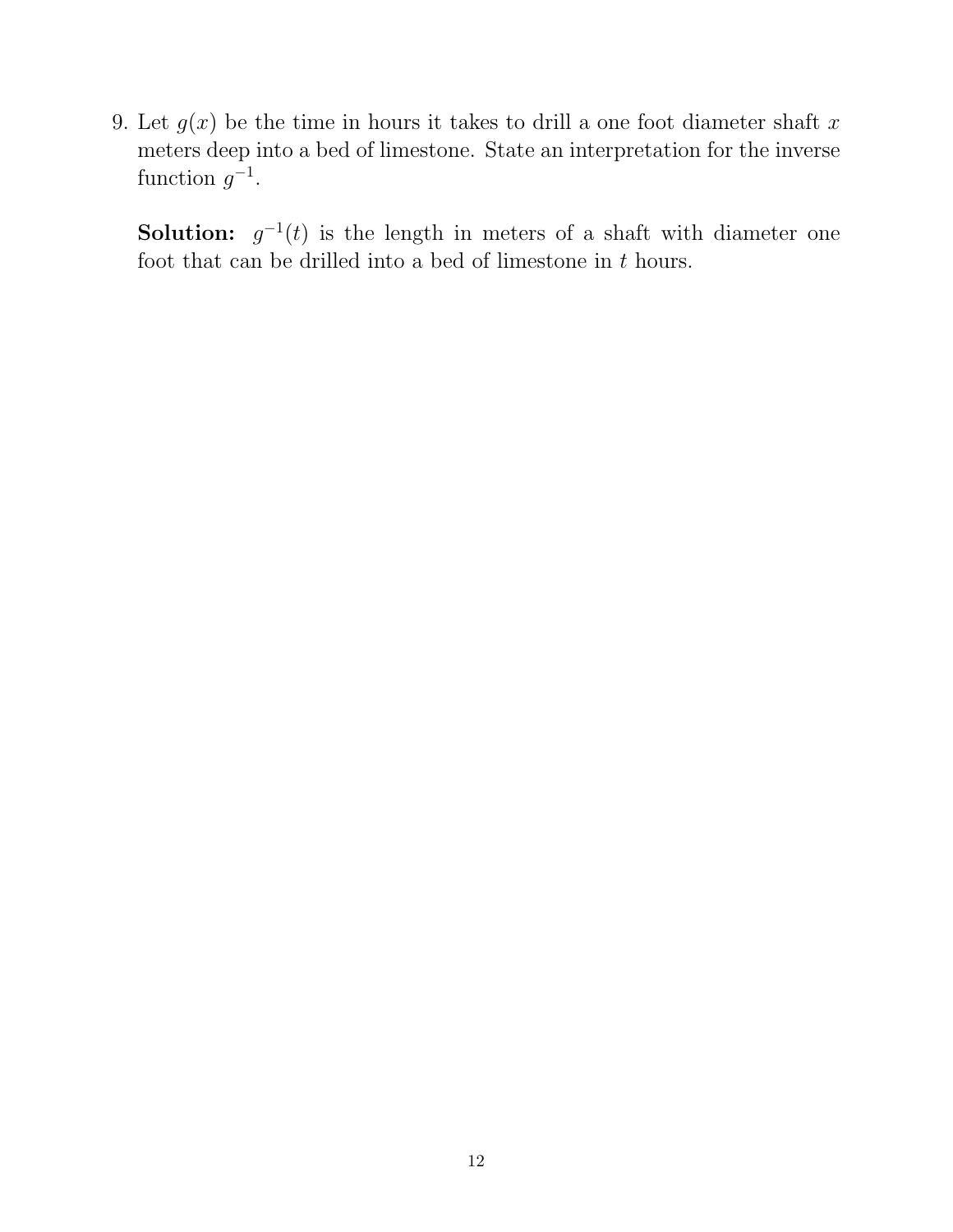9. Let $g(x)$ be the time in hours it takes to drill a one foot diameter shaft $x$ meters deep into a bed of limestone. State an interpretation for the inverse function $g^{-1}$.

   **Solution:** $g^{-1}(t)$ is the length in meters of a shaft with diameter one foot that can be drilled into a bed of limestone in $t$ hours.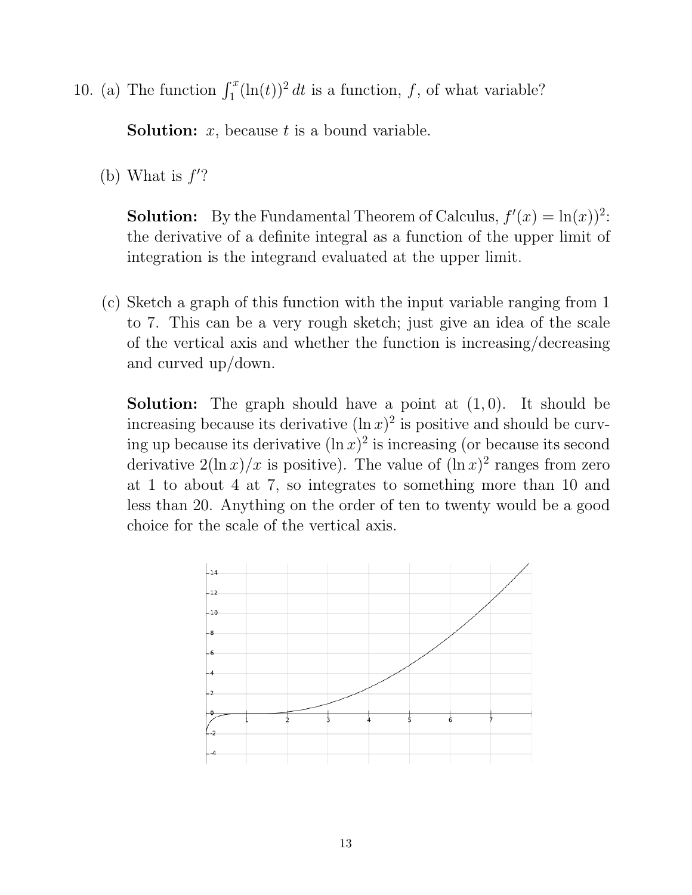10. (a) The function $\int_1^x (\ln(t))^2\, dt$ is a function, $f$, of what variable?

    **Solution:** $x$, because $t$ is a bound variable.

(b) What is $f'$?

    **Solution:** By the Fundamental Theorem of Calculus, $f'(x) = \ln(x))^2$: the derivative of a definite integral as a function of the upper limit of integration is the integrand evaluated at the upper limit.

(c) Sketch a graph of this function with the input variable ranging from 1 to 7. This can be a very rough sketch; just give an idea of the scale of the vertical axis and whether the function is increasing/decreasing and curved up/down.

    **Solution:** The graph should have a point at $(1, 0)$. It should be increasing because its derivative $(\ln x)^2$ is positive and should be curving up because its derivative $(\ln x)^2$ is increasing (or because its second derivative $2(\ln x)/x$ is positive). The value of $(\ln x)^2$ ranges from zero at 1 to about 4 at 7, so integrates to something more than 10 and less than 20. Anything on the order of ten to twenty would be a good choice for the scale of the vertical axis.

14
12
10
8
6
4
2
0
-2
-4
1
2
3
4
5
6
7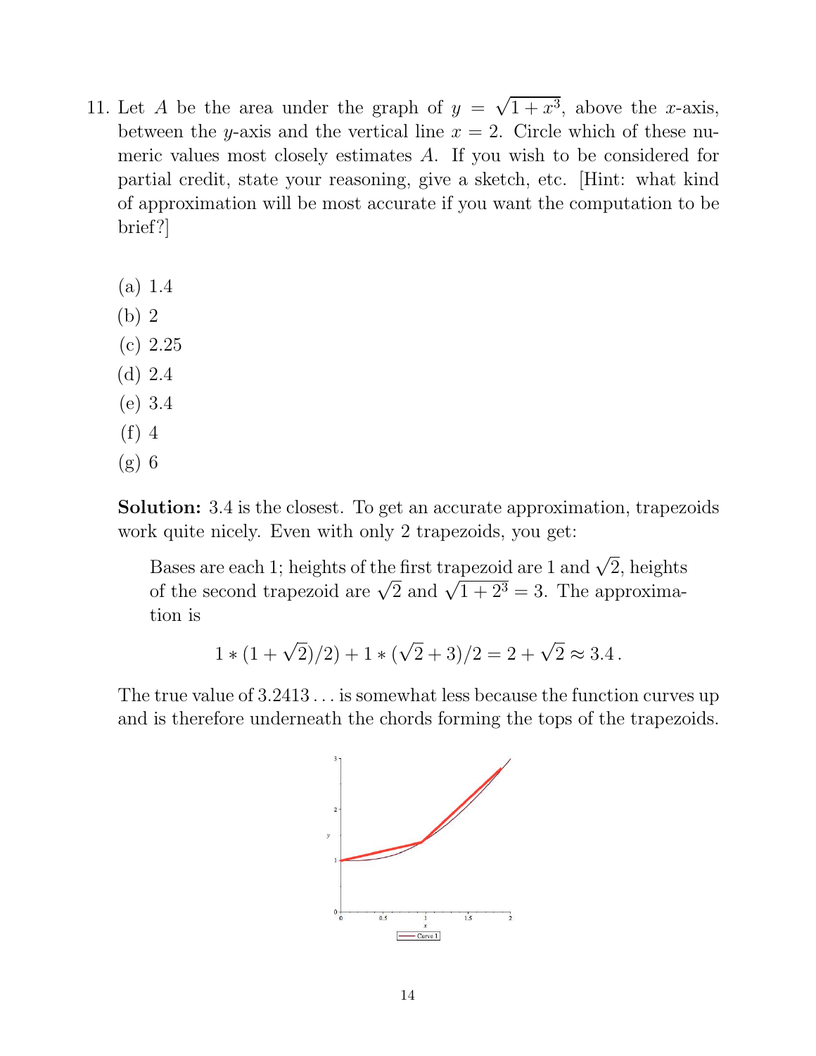11. Let $A$ be the area under the graph of $y = \sqrt{1+x^3}$, above the $x$-axis, between the $y$-axis and the vertical line $x = 2$. Circle which of these numeric values most closely estimates $A$. If you wish to be considered for partial credit, state your reasoning, give a sketch, etc. [Hint: what kind of approximation will be most accurate if you want the computation to be brief?]

   (a) 1.4
   (b) 2
   (c) 2.25
   (d) 2.4
   (e) 3.4
   (f) 4
   (g) 6

   **Solution:** 3.4 is the closest. To get an accurate approximation, trapezoids work quite nicely. Even with only 2 trapezoids, you get:

   > Bases are each 1; heights of the first trapezoid are 1 and $\sqrt{2}$, heights of the second trapezoid are $\sqrt{2}$ and $\sqrt{1+2^3} = 3$. The approximation is
   >
   > $$1 * (1+\sqrt{2})/2) + 1 * (\sqrt{2}+3)/2 = 2 + \sqrt{2} \approx 3.4\,.$$

   The true value of $3.2413\ldots$ is somewhat less because the function curves up and is therefore underneath the chords forming the tops of the trapezoids.

3
2
y
1
0
0
0.5
1
x
1.5
2
Curve 1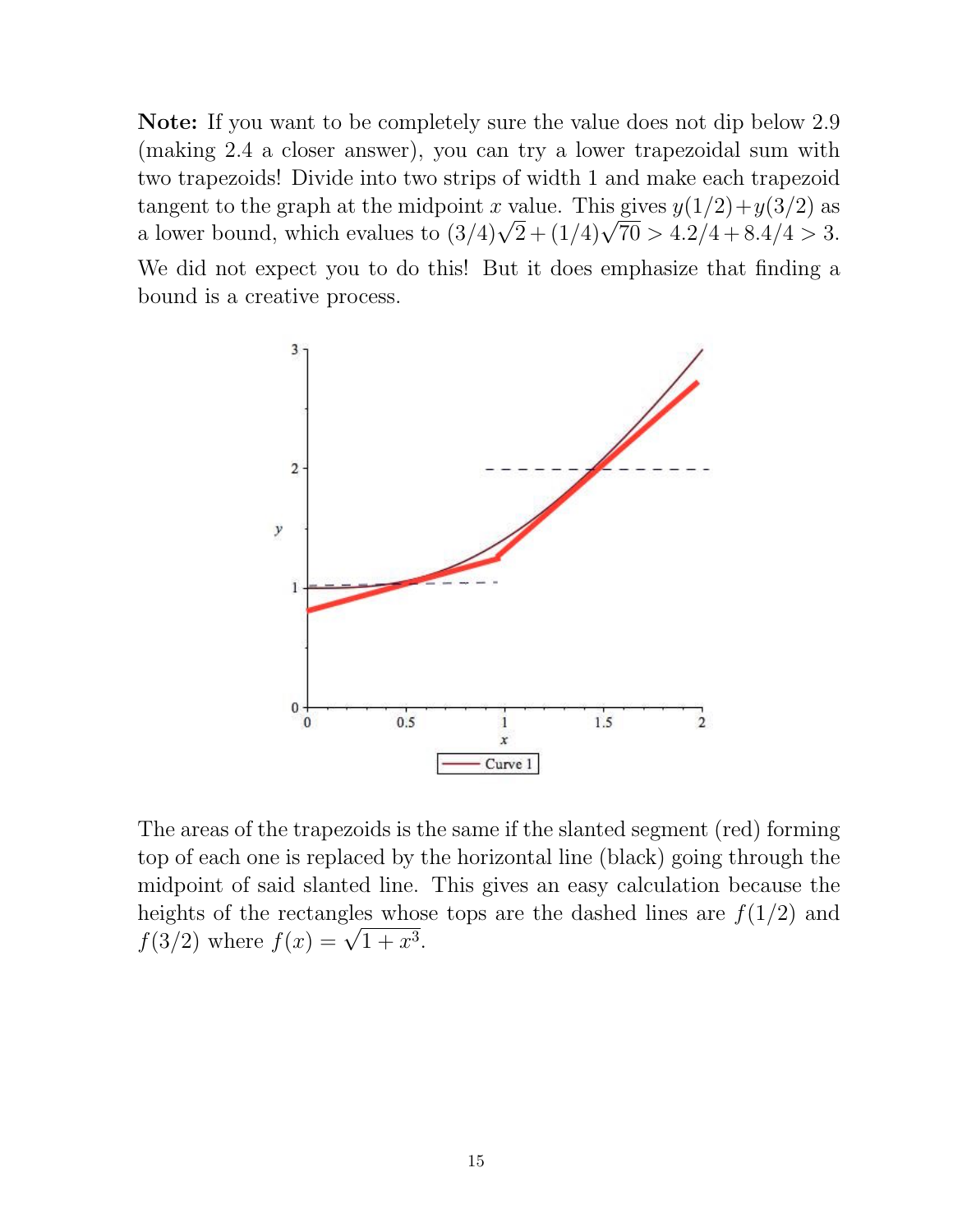**Note:** If you want to be completely sure the value does not dip below 2.9 (making 2.4 a closer answer), you can try a lower trapezoidal sum with two trapezoids! Divide into two strips of width 1 and make each trapezoid tangent to the graph at the midpoint $x$ value. This gives $y(1/2)+y(3/2)$ as a lower bound, which evalues to $(3/4)\sqrt{2}+(1/4)\sqrt{70} > 4.2/4+8.4/4 > 3$. We did not expect you to do this! But it does emphasize that finding a bound is a creative process.

3
2
1
0
y
0
0.5
1
1.5
2
x
Curve 1

The areas of the trapezoids is the same if the slanted segment (red) forming top of each one is replaced by the horizontal line (black) going through the midpoint of said slanted line. This gives an easy calculation because the heights of the rectangles whose tops are the dashed lines are $f(1/2)$ and $f(3/2)$ where $f(x) = \sqrt{1+x^3}$.